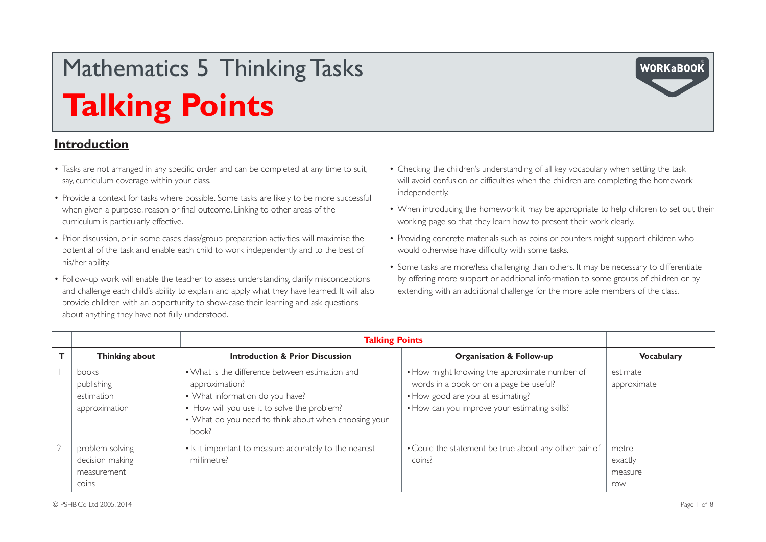# Mathematics 5 Thinking Tasks

# Talking Points

## Introduction

- Tasks are not arranged in any specific order and can be completed at any time to suit, say, curriculum coverage within your class.
- Provide a context for tasks where possible. Some tasks are likely to be more successful when given a purpose, reason or final outcome. Linking to other areas of the curriculum is particularly effective.
- Prior discussion, or in some cases class/group preparation activities, will maximise the potential of the task and enable each child to work independently and to the best of his/her ability.
- Follow-up work will enable the teacher to assess understanding, clarify misconceptions and challenge each child's ability to explain and apply what they have learned. It will also provide children with an opportunity to show-case their learning and ask questions about anything they have not fully understood.
- Checking the children's understanding of all key vocabulary when setting the task will avoid confusion or difficulties when the children are completing the homework independently.
- When introducing the homework it may be appropriate to help children to set out their working page so that they learn how to present their work clearly.
- Providing concrete materials such as coins or counters might support children who would otherwise have difficulty with some tasks.
- Some tasks are more/less challenging than others. It may be necessary to differentiate by offering more support or additional information to some groups of children or by extending with an additional challenge for the more able members of the class.

| | | **Talking Points** | | |
|---|---|---|---|---|
| **T** | **Thinking about** | **Introduction & Prior Discussion** | **Organisation & Follow-up** | **Vocabulary** |
| 1 | books<br>publishing<br>estimation<br>approximation | • What is the difference between estimation and approximation?<br>• What information do you have?<br>• How will you use it to solve the problem?<br>• What do you need to think about when choosing your book? | • How might knowing the approximate number of words in a book or on a page be useful?<br>• How good are you at estimating?<br>• How can you improve your estimating skills? | estimate<br>approximate |
| 2 | problem solving<br>decision making<br>measurement<br>coins | • Is it important to measure accurately to the nearest millimetre? | • Could the statement be true about any other pair of coins? | metre<br>exactly<br>measure<br>row |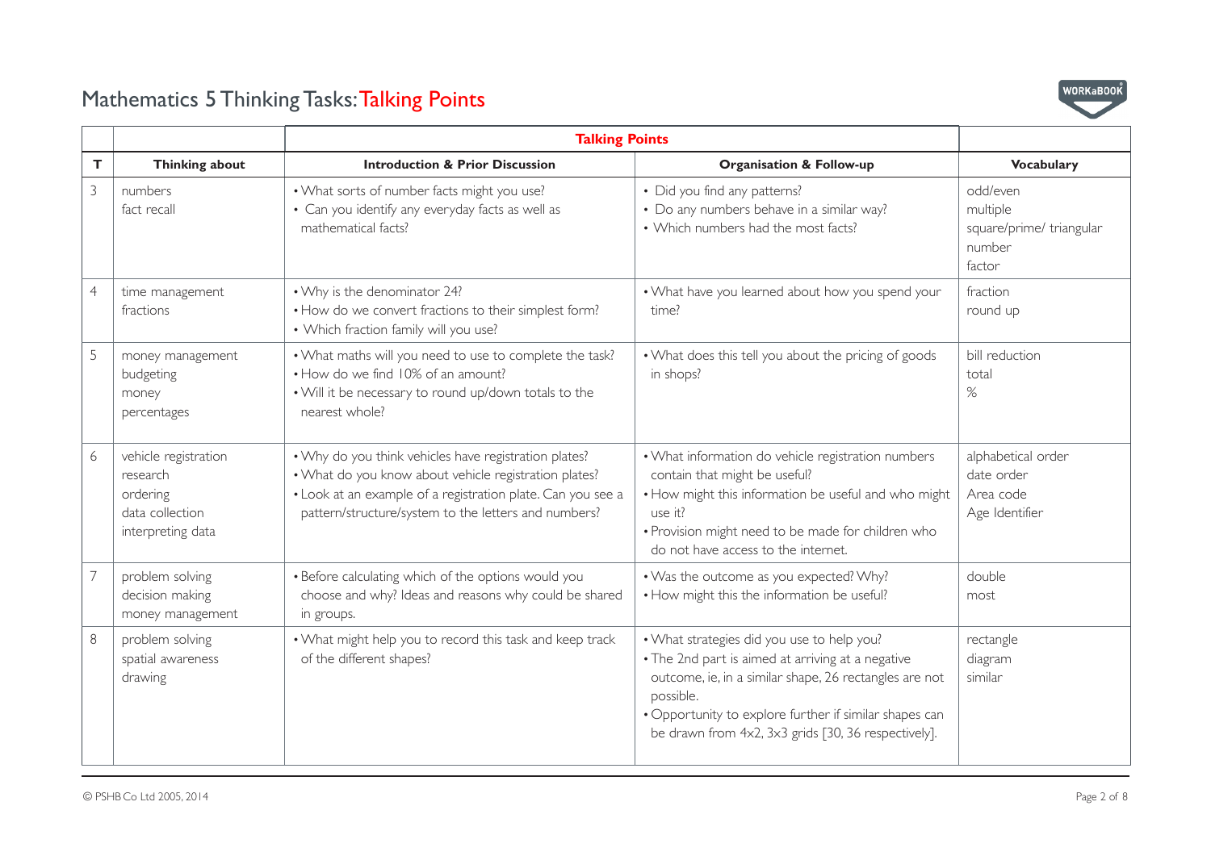# Mathematics 5 Thinking Tasks: Talking Points

| | | Talking Points | | |
|---|---|---|---|---|
| **T** | **Thinking about** | **Introduction & Prior Discussion** | **Organisation & Follow-up** | **Vocabulary** |
| 3 | numbers<br>fact recall | • What sorts of number facts might you use?<br>• Can you identify any everyday facts as well as mathematical facts? | • Did you find any patterns?<br>• Do any numbers behave in a similar way?<br>• Which numbers had the most facts? | odd/even<br>multiple<br>square/prime/ triangular number<br>factor |
| 4 | time management<br>fractions | • Why is the denominator 24?<br>• How do we convert fractions to their simplest form?<br>• Which fraction family will you use? | • What have you learned about how you spend your time? | fraction<br>round up |
| 5 | money management<br>budgeting<br>money<br>percentages | • What maths will you need to use to complete the task?<br>• How do we find 10% of an amount?<br>• Will it be necessary to round up/down totals to the nearest whole? | • What does this tell you about the pricing of goods in shops? | bill reduction<br>total<br>% |
| 6 | vehicle registration<br>research<br>ordering<br>data collection<br>interpreting data | • Why do you think vehicles have registration plates?<br>• What do you know about vehicle registration plates?<br>• Look at an example of a registration plate. Can you see a pattern/structure/system to the letters and numbers? | • What information do vehicle registration numbers contain that might be useful?<br>• How might this information be useful and who might use it?<br>• Provision might need to be made for children who do not have access to the internet. | alphabetical order<br>date order<br>Area code<br>Age Identifier |
| 7 | problem solving<br>decision making<br>money management | • Before calculating which of the options would you choose and why? Ideas and reasons why could be shared in groups. | • Was the outcome as you expected? Why?<br>• How might this the information be useful? | double<br>most |
| 8 | problem solving<br>spatial awareness<br>drawing | • What might help you to record this task and keep track of the different shapes? | • What strategies did you use to help you?<br>• The 2nd part is aimed at arriving at a negative outcome, ie, in a similar shape, 26 rectangles are not possible.<br>• Opportunity to explore further if similar shapes can be drawn from 4x2, 3x3 grids [30, 36 respectively]. | rectangle<br>diagram<br>similar |

© PSHB Co Ltd 2005, 2014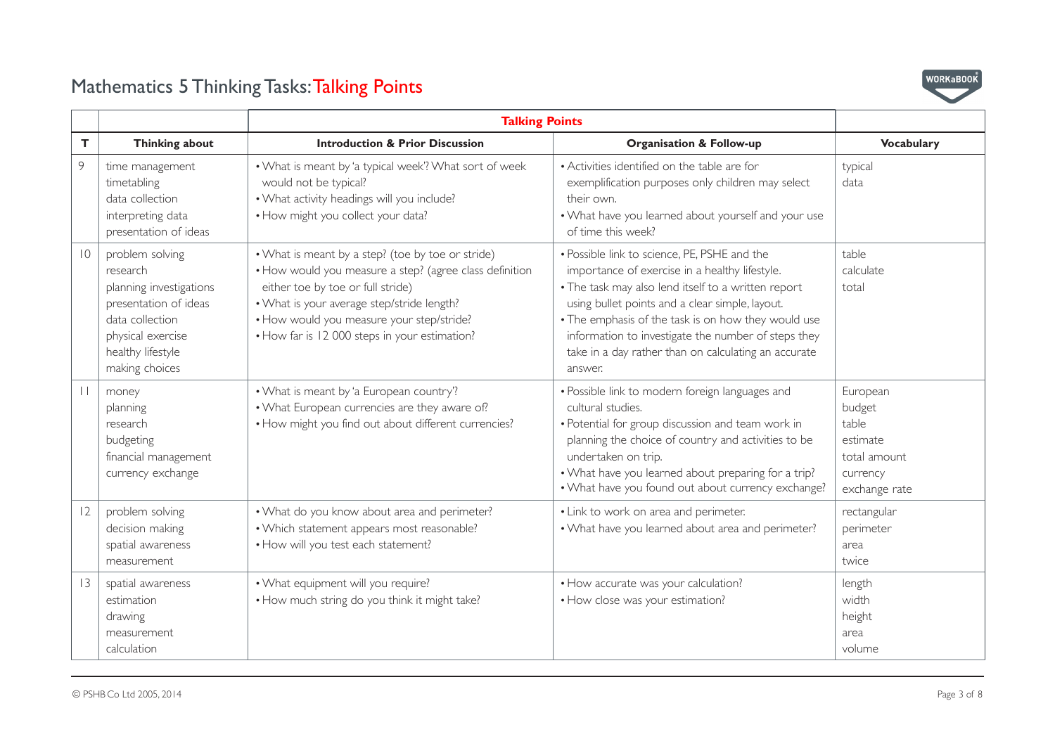# Mathematics 5 Thinking Tasks: Talking Points

| | | Talking Points | | |
|---|---|---|---|---|
| **T** | **Thinking about** | **Introduction & Prior Discussion** | **Organisation & Follow-up** | **Vocabulary** |
| 9 | time management<br>timetabling<br>data collection<br>interpreting data<br>presentation of ideas | • What is meant by 'a typical week'? What sort of week would not be typical?<br>• What activity headings will you include?<br>• How might you collect your data? | • Activities identified on the table are for exemplification purposes only children may select their own.<br>• What have you learned about yourself and your use of time this week? | typical<br>data |
| 10 | problem solving<br>research<br>planning investigations<br>presentation of ideas<br>data collection<br>physical exercise<br>healthy lifestyle<br>making choices | • What is meant by a step? (toe by toe or stride)<br>• How would you measure a step? (agree class definition either toe by toe or full stride)<br>• What is your average step/stride length?<br>• How would you measure your step/stride?<br>• How far is 12 000 steps in your estimation? | • Possible link to science, PE, PSHE and the importance of exercise in a healthy lifestyle.<br>• The task may also lend itself to a written report using bullet points and a clear simple, layout.<br>• The emphasis of the task is on how they would use information to investigate the number of steps they take in a day rather than on calculating an accurate answer. | table<br>calculate<br>total |
| 11 | money<br>planning<br>research<br>budgeting<br>financial management<br>currency exchange | • What is meant by 'a European country'?<br>• What European currencies are they aware of?<br>• How might you find out about different currencies? | • Possible link to modern foreign languages and cultural studies.<br>• Potential for group discussion and team work in planning the choice of country and activities to be undertaken on trip.<br>• What have you learned about preparing for a trip?<br>• What have you found out about currency exchange? | European<br>budget<br>table<br>estimate<br>total amount<br>currency<br>exchange rate |
| 12 | problem solving<br>decision making<br>spatial awareness<br>measurement | • What do you know about area and perimeter?<br>• Which statement appears most reasonable?<br>• How will you test each statement? | • Link to work on area and perimeter.<br>• What have you learned about area and perimeter? | rectangular<br>perimeter<br>area<br>twice |
| 13 | spatial awareness<br>estimation<br>drawing<br>measurement<br>calculation | • What equipment will you require?<br>• How much string do you think it might take? | • How accurate was your calculation?<br>• How close was your estimation? | length<br>width<br>height<br>area<br>volume |

© PSHB Co Ltd 2005, 2014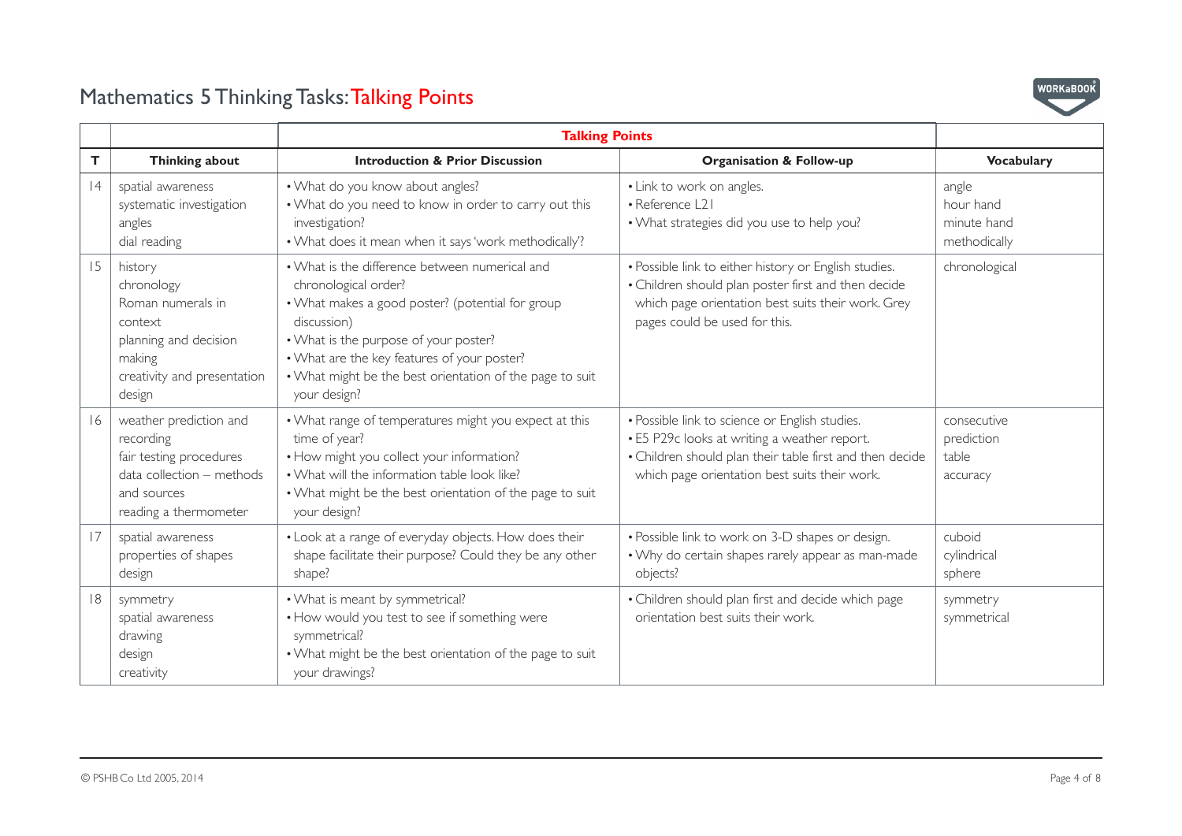# Mathematics 5 Thinking Tasks: Talking Points

| | | Talking Points | | |
|---|---|---|---|---|
| **T** | **Thinking about** | **Introduction & Prior Discussion** | **Organisation & Follow-up** | **Vocabulary** |
| 14 | spatial awareness<br>systematic investigation<br>angles<br>dial reading | • What do you know about angles?<br>• What do you need to know in order to carry out this investigation?<br>• What does it mean when it says 'work methodically'? | • Link to work on angles.<br>• Reference L21<br>• What strategies did you use to help you? | angle<br>hour hand<br>minute hand<br>methodically |
| 15 | history<br>chronology<br>Roman numerals in context<br>planning and decision making<br>creativity and presentation design | • What is the difference between numerical and chronological order?<br>• What makes a good poster? (potential for group discussion)<br>• What is the purpose of your poster?<br>• What are the key features of your poster?<br>• What might be the best orientation of the page to suit your design? | • Possible link to either history or English studies.<br>• Children should plan poster first and then decide which page orientation best suits their work. Grey pages could be used for this. | chronological |
| 16 | weather prediction and recording<br>fair testing procedures<br>data collection – methods and sources<br>reading a thermometer | • What range of temperatures might you expect at this time of year?<br>• How might you collect your information?<br>• What will the information table look like?<br>• What might be the best orientation of the page to suit your design? | • Possible link to science or English studies.<br>• E5 P29c looks at writing a weather report.<br>• Children should plan their table first and then decide which page orientation best suits their work. | consecutive<br>prediction<br>table<br>accuracy |
| 17 | spatial awareness<br>properties of shapes<br>design | • Look at a range of everyday objects. How does their shape facilitate their purpose? Could they be any other shape? | • Possible link to work on 3-D shapes or design.<br>• Why do certain shapes rarely appear as man-made objects? | cuboid<br>cylindrical<br>sphere |
| 18 | symmetry<br>spatial awareness<br>drawing<br>design<br>creativity | • What is meant by symmetrical?<br>• How would you test to see if something were symmetrical?<br>• What might be the best orientation of the page to suit your drawings? | • Children should plan first and decide which page orientation best suits their work. | symmetry<br>symmetrical |

© PSHB Co Ltd 2005, 2014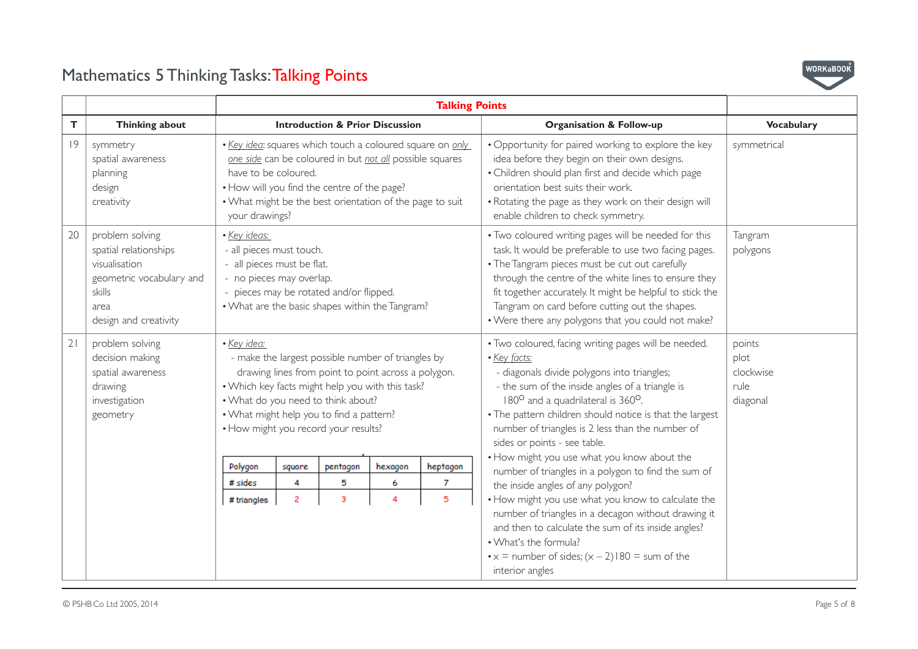# Mathematics 5 Thinking Tasks: Talking Points

| T | Thinking about | Talking Points | | Vocabulary |
|---|---|---|---|---|
| | | **Introduction & Prior Discussion** | **Organisation & Follow-up** | |
| 19 | symmetry<br>spatial awareness<br>planning<br>design<br>creativity | • *Key idea*: squares which touch a coloured square on *only one side* can be coloured in but *not all* possible squares have to be coloured.<br>• How will you find the centre of the page?<br>• What might be the best orientation of the page to suit your drawings? | • Opportunity for paired working to explore the key idea before they begin on their own designs.<br>• Children should plan first and decide which page orientation best suits their work.<br>• Rotating the page as they work on their design will enable children to check symmetry. | symmetrical |
| 20 | problem solving<br>spatial relationships<br>visualisation<br>geometric vocabulary and skills<br>area<br>design and creativity | • *Key ideas:*<br>- all pieces must touch.<br>- all pieces must be flat.<br>- no pieces may overlap.<br>- pieces may be rotated and/or flipped.<br>• What are the basic shapes within the Tangram? | • Two coloured writing pages will be needed for this task. It would be preferable to use two facing pages.<br>• The Tangram pieces must be cut out carefully through the centre of the white lines to ensure they fit together accurately. It might be helpful to stick the Tangram on card before cutting out the shapes.<br>• Were there any polygons that you could not make? | Tangram<br>polygons |
| 21 | problem solving<br>decision making<br>spatial awareness<br>drawing<br>investigation<br>geometry | • *Key idea:*<br>- make the largest possible number of triangles by drawing lines from point to point across a polygon.<br>• Which key facts might help you with this task?<br>• What do you need to think about?<br>• What might help you to find a pattern?<br>• How might you record your results?<br><br>Polygon: square, pentagon, hexagon, heptagon<br># sides: 4, 5, 6, 7<br># triangles: 2, 3, 4, 5 | • Two coloured, facing writing pages will be needed.<br>• *Key facts:*<br>- diagonals divide polygons into triangles;<br>- the sum of the inside angles of a triangle is $180^{o}$ and a quadrilateral is $360^{o}$.<br>• The pattern children should notice is that the largest number of triangles is 2 less than the number of sides or points - see table.<br>• How might you use what you know about the number of triangles in a polygon to find the sum of the inside angles of any polygon?<br>• How might you use what you know to calculate the number of triangles in a decagon without drawing it and then to calculate the sum of its inside angles?<br>• What's the formula?<br>• $x$ = number of sides; $(x - 2)180$ = sum of the interior angles | points<br>plot<br>clockwise<br>rule<br>diagonal |

| Polygon | square | pentagon | hexagon | heptagon |
|---|---|---|---|---|
| # sides | 4 | 5 | 6 | 7 |
| # triangles | 2 | 3 | 4 | 5 |

© PSHB Co Ltd 2005, 2014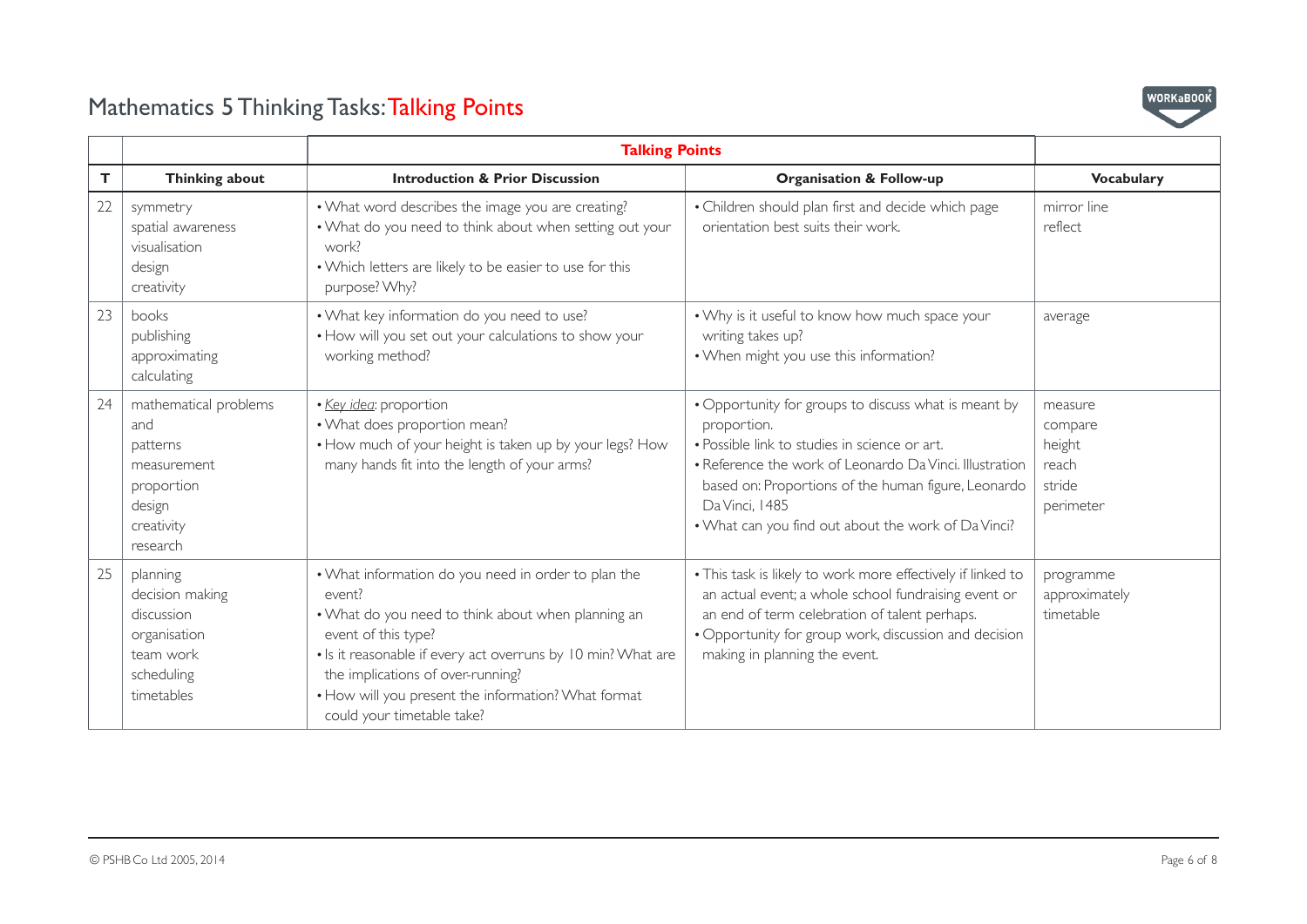# Mathematics 5 Thinking Tasks: Talking Points

| | | Talking Points | | |
|---|---|---|---|---|
| **T** | **Thinking about** | **Introduction & Prior Discussion** | **Organisation & Follow-up** | **Vocabulary** |
| 22 | symmetry<br>spatial awareness<br>visualisation<br>design<br>creativity | • What word describes the image you are creating?<br>• What do you need to think about when setting out your work?<br>• Which letters are likely to be easier to use for this purpose? Why? | • Children should plan first and decide which page orientation best suits their work. | mirror line<br>reflect |
| 23 | books<br>publishing<br>approximating<br>calculating | • What key information do you need to use?<br>• How will you set out your calculations to show your working method? | • Why is it useful to know how much space your writing takes up?<br>• When might you use this information? | average |
| 24 | mathematical problems and patterns<br>measurement<br>proportion<br>design<br>creativity<br>research | • *Key idea*: proportion<br>• What does proportion mean?<br>• How much of your height is taken up by your legs? How many hands fit into the length of your arms? | • Opportunity for groups to discuss what is meant by proportion.<br>• Possible link to studies in science or art.<br>• Reference the work of Leonardo Da Vinci. Illustration based on: Proportions of the human figure, Leonardo Da Vinci, 1485<br>• What can you find out about the work of Da Vinci? | measure<br>compare<br>height<br>reach<br>stride<br>perimeter |
| 25 | planning<br>decision making<br>discussion<br>organisation<br>team work<br>scheduling<br>timetables | • What information do you need in order to plan the event?<br>• What do you need to think about when planning an event of this type?<br>• Is it reasonable if every act overruns by 10 min? What are the implications of over-running?<br>• How will you present the information? What format could your timetable take? | • This task is likely to work more effectively if linked to an actual event; a whole school fundraising event or an end of term celebration of talent perhaps.<br>• Opportunity for group work, discussion and decision making in planning the event. | programme<br>approximately<br>timetable |

© PSHB Co Ltd 2005, 2014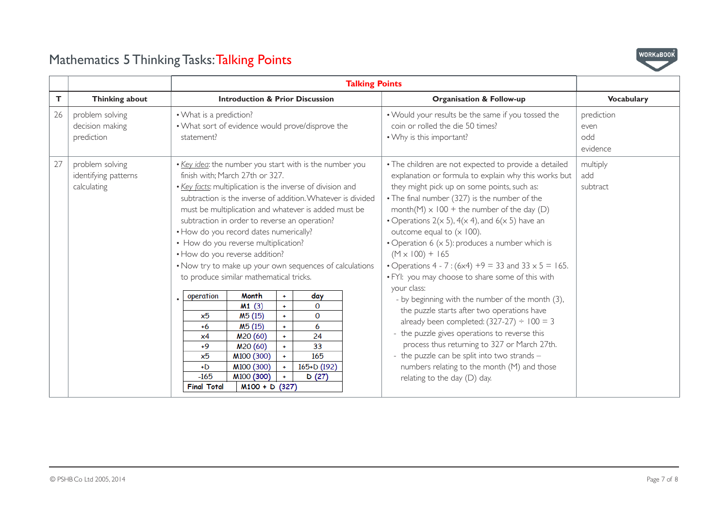# Mathematics 5 Thinking Tasks: Talking Points

| T | Thinking about | Talking Points | | Vocabulary |
|---|---|---|---|---|
| | | **Introduction & Prior Discussion** | **Organisation & Follow-up** | |
| 26 | problem solving<br>decision making<br>prediction | • What is a prediction?<br>• What sort of evidence would prove/disprove the statement? | • Would your results be the same if you tossed the coin or rolled the die 50 times?<br>• Why is this important? | prediction<br>even<br>odd<br>evidence |
| 27 | problem solving<br>identifying patterns<br>calculating | • *Key idea*: the number you start with is the number you finish with; March 27th or 327.<br>• *Key facts*: multiplication is the inverse of division and subtraction is the inverse of addition. Whatever is divided must be multiplication and whatever is added must be subtraction in order to reverse an operation?<br>• How do you record dates numerically?<br>• How do you reverse multiplication?<br>• How do you reverse addition?<br>• Now try to make up your own sequences of calculations to produce similar mathematical tricks.<br>• (see table below) | • The children are not expected to provide a detailed explanation or formula to explain why this works but they might pick up on some points, such as:<br>• The final number (327) is the number of the month(M) × 100 + the number of the day (D)<br>• Operations 2(× 5), 4(× 4), and 6(× 5) have an outcome equal to (× 100).<br>• Operation 6 (× 5): produces a number which is (M × 100) + 165<br>• Operations 4 - 7 : (6x4) +9 = 33 and 33 x 5 = 165.<br>• FYI: you may choose to share some of this with your class:<br>- by beginning with the number of the month (3), the puzzle starts after two operations have already been completed: (327-27) ÷ 100 = 3<br>- the puzzle gives operations to reverse this process thus returning to 327 or March 27th.<br>- the puzzle can be split into two strands – numbers relating to the month (M) and those relating to the day (D) day. | multiply<br>add<br>subtract |

| operation | Month | + | day |
|---|---|---|---|
| | M1 (3) | + | 0 |
| x5 | M5 (15) | + | 0 |
| +6 | M5 (15) | + | 6 |
| x4 | M20 (60) | + | 24 |
| +9 | M20 (60) | + | 33 |
| x5 | M100 (300) | + | 165 |
| +D | M100 (300) | + | 165+D (192) |
| -165 | M100 (300) | + | D (27) |
| **Final Total** | M100 + D (327) | | |

© PSHB Co Ltd 2005, 2014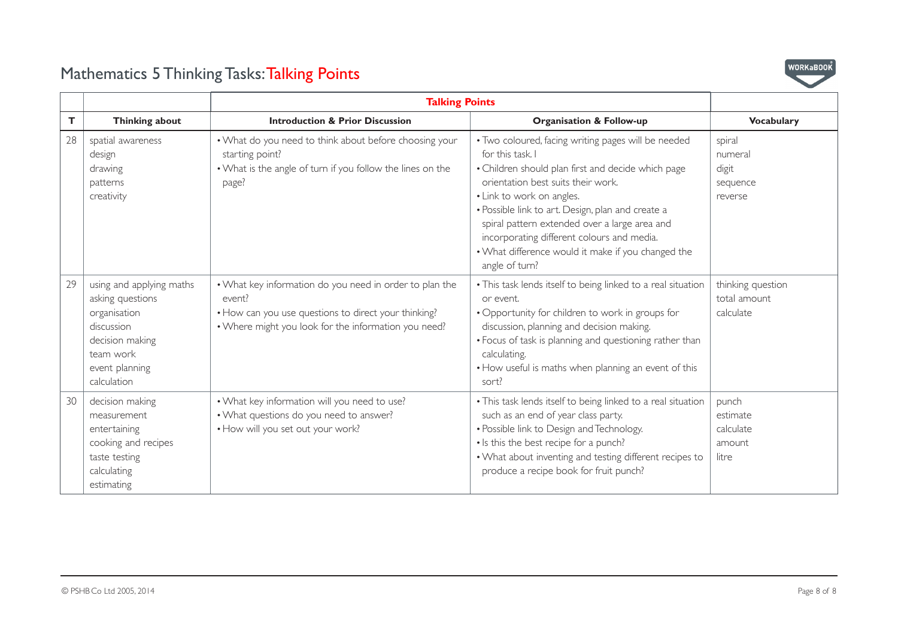# Mathematics 5 Thinking Tasks: Talking Points

| | | Talking Points | | |
|---|---|---|---|---|
| **T** | **Thinking about** | **Introduction & Prior Discussion** | **Organisation & Follow-up** | **Vocabulary** |
| 28 | spatial awareness<br>design<br>drawing<br>patterns<br>creativity | • What do you need to think about before choosing your starting point?<br>• What is the angle of turn if you follow the lines on the page? | • Two coloured, facing writing pages will be needed for this task. I<br>• Children should plan first and decide which page orientation best suits their work.<br>• Link to work on angles.<br>• Possible link to art. Design, plan and create a spiral pattern extended over a large area and incorporating different colours and media.<br>• What difference would it make if you changed the angle of turn? | spiral<br>numeral<br>digit<br>sequence<br>reverse |
| 29 | using and applying maths<br>asking questions<br>organisation<br>discussion<br>decision making<br>team work<br>event planning<br>calculation | • What key information do you need in order to plan the event?<br>• How can you use questions to direct your thinking?<br>• Where might you look for the information you need? | • This task lends itself to being linked to a real situation or event.<br>• Opportunity for children to work in groups for discussion, planning and decision making.<br>• Focus of task is planning and questioning rather than calculating.<br>• How useful is maths when planning an event of this sort? | thinking question<br>total amount<br>calculate |
| 30 | decision making<br>measurement<br>entertaining<br>cooking and recipes<br>taste testing<br>calculating<br>estimating | • What key information will you need to use?<br>• What questions do you need to answer?<br>• How will you set out your work? | • This task lends itself to being linked to a real situation such as an end of year class party.<br>• Possible link to Design and Technology.<br>• Is this the best recipe for a punch?<br>• What about inventing and testing different recipes to produce a recipe book for fruit punch? | punch<br>estimate<br>calculate<br>amount<br>litre |

© PSHB Co Ltd 2005, 2014